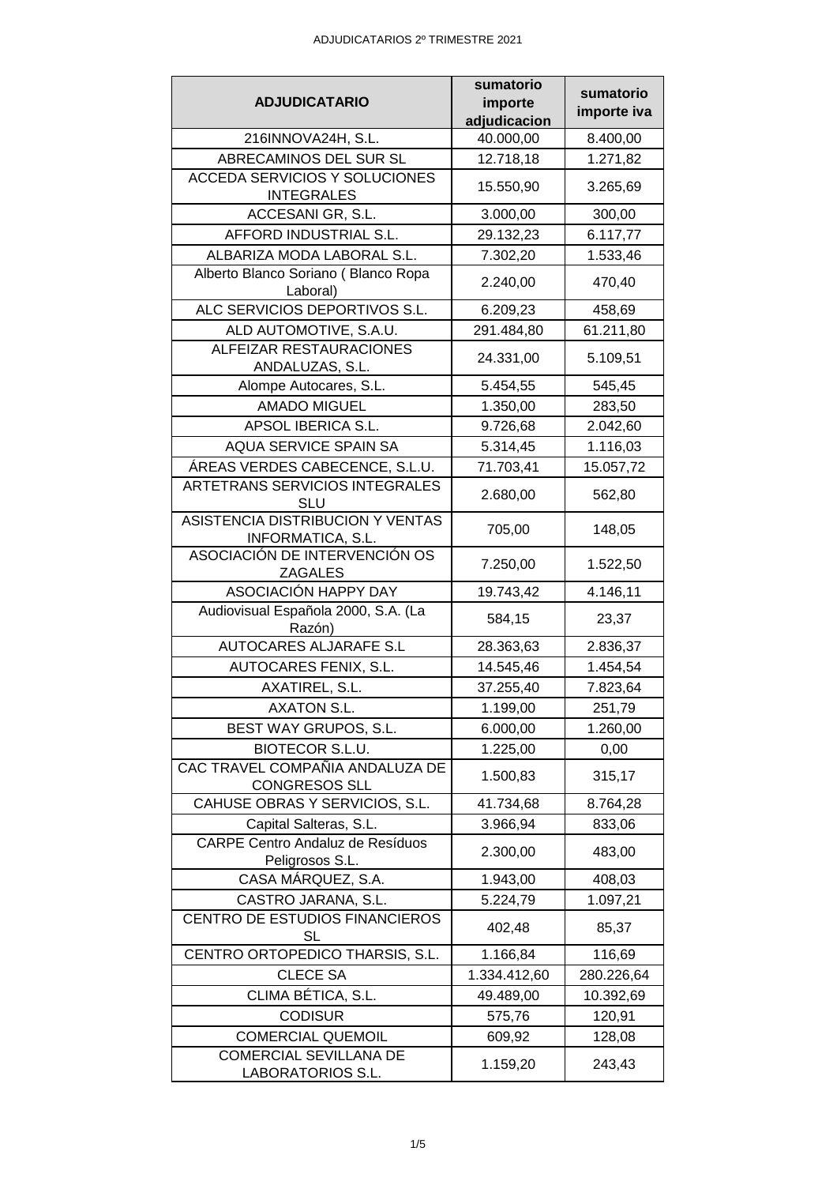ADJUDICATARIOS 2º TRIMESTRE 2021

| ADJUDICATARIO | sumatorio importe adjudicacion | sumatorio importe iva |
|---|---|---|
| 216INNOVA24H, S.L. | 40.000,00 | 8.400,00 |
| ABRECAMINOS DEL SUR SL | 12.718,18 | 1.271,82 |
| ACCEDA SERVICIOS Y SOLUCIONES INTEGRALES | 15.550,90 | 3.265,69 |
| ACCESANI GR, S.L. | 3.000,00 | 300,00 |
| AFFORD INDUSTRIAL S.L. | 29.132,23 | 6.117,77 |
| ALBARIZA MODA LABORAL S.L. | 7.302,20 | 1.533,46 |
| Alberto Blanco Soriano ( Blanco Ropa Laboral) | 2.240,00 | 470,40 |
| ALC SERVICIOS DEPORTIVOS S.L. | 6.209,23 | 458,69 |
| ALD AUTOMOTIVE, S.A.U. | 291.484,80 | 61.211,80 |
| ALFEIZAR RESTAURACIONES ANDALUZAS, S.L. | 24.331,00 | 5.109,51 |
| Alompe Autocares, S.L. | 5.454,55 | 545,45 |
| AMADO MIGUEL | 1.350,00 | 283,50 |
| APSOL IBERICA S.L. | 9.726,68 | 2.042,60 |
| AQUA SERVICE SPAIN SA | 5.314,45 | 1.116,03 |
| ÁREAS VERDES CABECENCE, S.L.U. | 71.703,41 | 15.057,72 |
| ARTETRANS SERVICIOS INTEGRALES SLU | 2.680,00 | 562,80 |
| ASISTENCIA DISTRIBUCION Y VENTAS INFORMATICA, S.L. | 705,00 | 148,05 |
| ASOCIACIÓN DE INTERVENCIÓN OS ZAGALES | 7.250,00 | 1.522,50 |
| ASOCIACIÓN HAPPY DAY | 19.743,42 | 4.146,11 |
| Audiovisual Española 2000, S.A. (La Razón) | 584,15 | 23,37 |
| AUTOCARES ALJARAFE S.L | 28.363,63 | 2.836,37 |
| AUTOCARES FENIX, S.L. | 14.545,46 | 1.454,54 |
| AXATIREL, S.L. | 37.255,40 | 7.823,64 |
| AXATON S.L. | 1.199,00 | 251,79 |
| BEST WAY GRUPOS, S.L. | 6.000,00 | 1.260,00 |
| BIOTECOR S.L.U. | 1.225,00 | 0,00 |
| CAC TRAVEL COMPAÑIA ANDALUZA DE CONGRESOS SLL | 1.500,83 | 315,17 |
| CAHUSE OBRAS Y SERVICIOS, S.L. | 41.734,68 | 8.764,28 |
| Capital Salteras, S.L. | 3.966,94 | 833,06 |
| CARPE Centro Andaluz de Resíduos Peligrosos S.L. | 2.300,00 | 483,00 |
| CASA MÁRQUEZ, S.A. | 1.943,00 | 408,03 |
| CASTRO JARANA, S.L. | 5.224,79 | 1.097,21 |
| CENTRO DE ESTUDIOS FINANCIEROS SL | 402,48 | 85,37 |
| CENTRO ORTOPEDICO THARSIS, S.L. | 1.166,84 | 116,69 |
| CLECE SA | 1.334.412,60 | 280.226,64 |
| CLIMA BÉTICA, S.L. | 49.489,00 | 10.392,69 |
| CODISUR | 575,76 | 120,91 |
| COMERCIAL QUEMOIL | 609,92 | 128,08 |
| COMERCIAL SEVILLANA DE LABORATORIOS S.L. | 1.159,20 | 243,43 |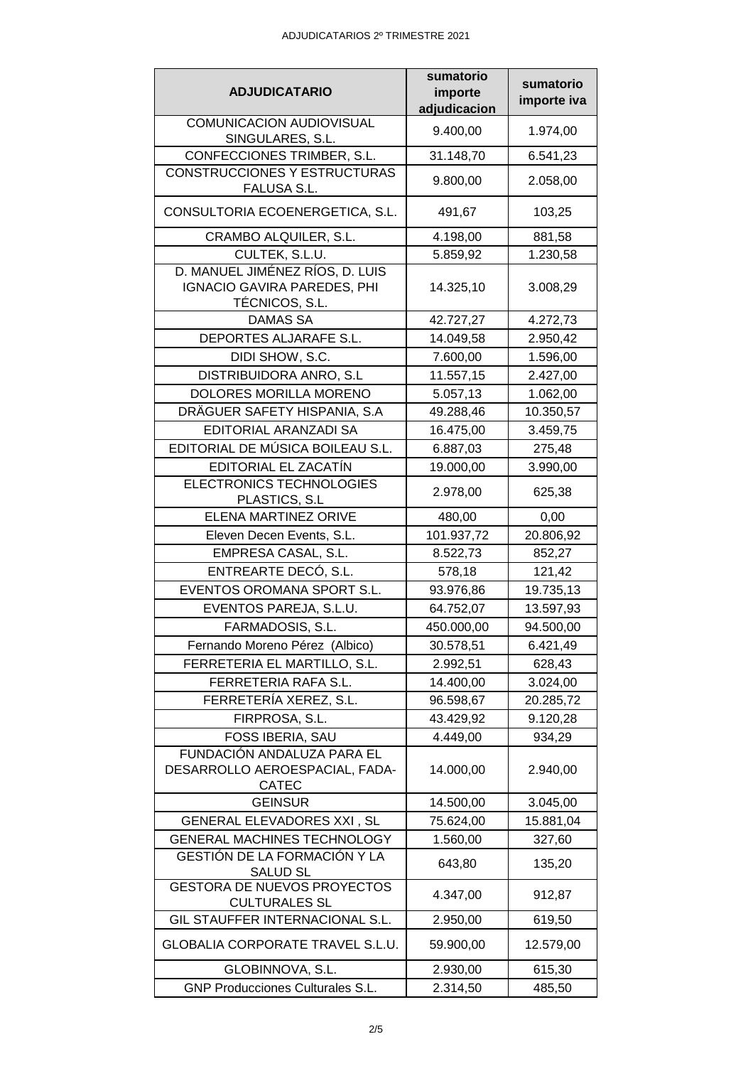| ADJUDICATARIO | sumatorio importe adjudicacion | sumatorio importe iva |
| --- | --- | --- |
| COMUNICACION AUDIOVISUAL SINGULARES, S.L. | 9.400,00 | 1.974,00 |
| CONFECCIONES TRIMBER, S.L. | 31.148,70 | 6.541,23 |
| CONSTRUCCIONES Y ESTRUCTURAS FALUSA S.L. | 9.800,00 | 2.058,00 |
| CONSULTORIA ECOENERGETICA, S.L. | 491,67 | 103,25 |
| CRAMBO ALQUILER, S.L. | 4.198,00 | 881,58 |
| CULTEK, S.L.U. | 5.859,92 | 1.230,58 |
| D. MANUEL JIMÉNEZ RÍOS, D. LUIS IGNACIO GAVIRA PAREDES, PHI TÉCNICOS, S.L. | 14.325,10 | 3.008,29 |
| DAMAS SA | 42.727,27 | 4.272,73 |
| DEPORTES ALJARAFE S.L. | 14.049,58 | 2.950,42 |
| DIDI SHOW, S.C. | 7.600,00 | 1.596,00 |
| DISTRIBUIDORA ANRO, S.L | 11.557,15 | 2.427,00 |
| DOLORES MORILLA MORENO | 5.057,13 | 1.062,00 |
| DRÄGUER SAFETY HISPANIA, S.A | 49.288,46 | 10.350,57 |
| EDITORIAL ARANZADI SA | 16.475,00 | 3.459,75 |
| EDITORIAL DE MÚSICA BOILEAU S.L. | 6.887,03 | 275,48 |
| EDITORIAL EL ZACATÍN | 19.000,00 | 3.990,00 |
| ELECTRONICS TECHNOLOGIES PLASTICS, S.L | 2.978,00 | 625,38 |
| ELENA MARTINEZ ORIVE | 480,00 | 0,00 |
| Eleven Decen Events, S.L. | 101.937,72 | 20.806,92 |
| EMPRESA CASAL, S.L. | 8.522,73 | 852,27 |
| ENTREARTE DECÓ, S.L. | 578,18 | 121,42 |
| EVENTOS OROMANA SPORT S.L. | 93.976,86 | 19.735,13 |
| EVENTOS PAREJA, S.L.U. | 64.752,07 | 13.597,93 |
| FARMADOSIS, S.L. | 450.000,00 | 94.500,00 |
| Fernando Moreno Pérez (Albico) | 30.578,51 | 6.421,49 |
| FERRETERIA EL MARTILLO, S.L. | 2.992,51 | 628,43 |
| FERRETERIA RAFA S.L. | 14.400,00 | 3.024,00 |
| FERRETERÍA XEREZ, S.L. | 96.598,67 | 20.285,72 |
| FIRPROSA, S.L. | 43.429,92 | 9.120,28 |
| FOSS IBERIA, SAU | 4.449,00 | 934,29 |
| FUNDACIÓN ANDALUZA PARA EL DESARROLLO AEROESPACIAL, FADA-CATEC | 14.000,00 | 2.940,00 |
| GEINSUR | 14.500,00 | 3.045,00 |
| GENERAL ELEVADORES XXI , SL | 75.624,00 | 15.881,04 |
| GENERAL MACHINES TECHNOLOGY | 1.560,00 | 327,60 |
| GESTIÓN DE LA FORMACIÓN Y LA SALUD SL | 643,80 | 135,20 |
| GESTORA DE NUEVOS PROYECTOS CULTURALES SL | 4.347,00 | 912,87 |
| GIL STAUFFER INTERNACIONAL S.L. | 2.950,00 | 619,50 |
| GLOBALIA CORPORATE TRAVEL S.L.U. | 59.900,00 | 12.579,00 |
| GLOBINNOVA, S.L. | 2.930,00 | 615,30 |
| GNP Producciones Culturales S.L. | 2.314,50 | 485,50 |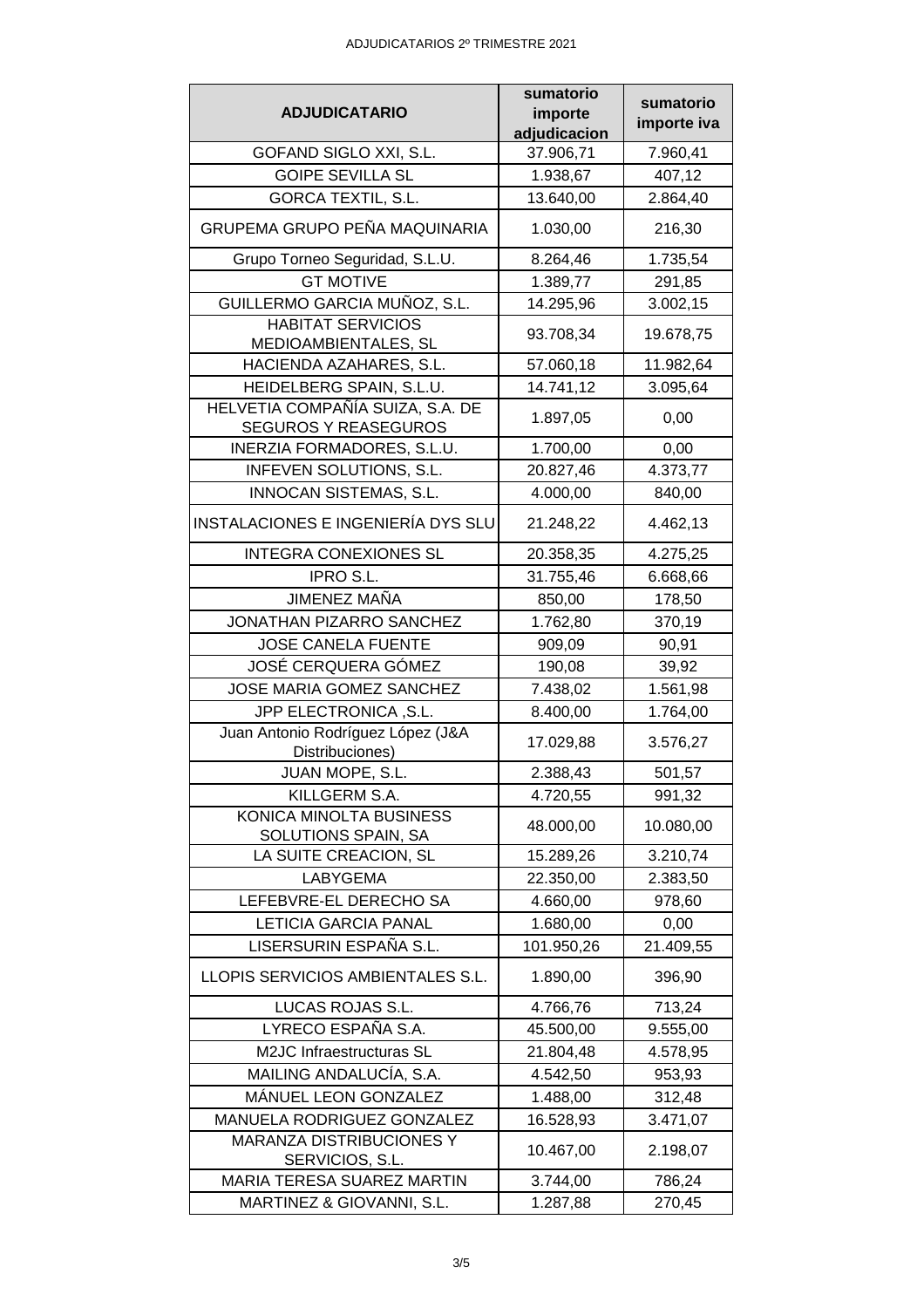ADJUDICATARIOS 2º TRIMESTRE 2021

| ADJUDICATARIO | sumatorio importe adjudicacion | sumatorio importe iva |
|---|---|---|
| GOFAND SIGLO XXI, S.L. | 37.906,71 | 7.960,41 |
| GOIPE SEVILLA SL | 1.938,67 | 407,12 |
| GORCA TEXTIL, S.L. | 13.640,00 | 2.864,40 |
| GRUPEMA GRUPO PEÑA MAQUINARIA | 1.030,00 | 216,30 |
| Grupo Torneo Seguridad, S.L.U. | 8.264,46 | 1.735,54 |
| GT MOTIVE | 1.389,77 | 291,85 |
| GUILLERMO GARCIA MUÑOZ, S.L. | 14.295,96 | 3.002,15 |
| HABITAT SERVICIOS MEDIOAMBIENTALES, SL | 93.708,34 | 19.678,75 |
| HACIENDA AZAHARES, S.L. | 57.060,18 | 11.982,64 |
| HEIDELBERG SPAIN, S.L.U. | 14.741,12 | 3.095,64 |
| HELVETIA COMPAÑÍA SUIZA, S.A. DE SEGUROS Y REASEGUROS | 1.897,05 | 0,00 |
| INERZIA FORMADORES, S.L.U. | 1.700,00 | 0,00 |
| INFEVEN SOLUTIONS, S.L. | 20.827,46 | 4.373,77 |
| INNOCAN SISTEMAS, S.L. | 4.000,00 | 840,00 |
| INSTALACIONES E INGENIERÍA DYS SLU | 21.248,22 | 4.462,13 |
| INTEGRA CONEXIONES SL | 20.358,35 | 4.275,25 |
| IPRO S.L. | 31.755,46 | 6.668,66 |
| JIMENEZ MAÑA | 850,00 | 178,50 |
| JONATHAN PIZARRO SANCHEZ | 1.762,80 | 370,19 |
| JOSE CANELA FUENTE | 909,09 | 90,91 |
| JOSÉ CERQUERA GÓMEZ | 190,08 | 39,92 |
| JOSE MARIA GOMEZ SANCHEZ | 7.438,02 | 1.561,98 |
| JPP ELECTRONICA ,S.L. | 8.400,00 | 1.764,00 |
| Juan Antonio Rodríguez López (J&A Distribuciones) | 17.029,88 | 3.576,27 |
| JUAN MOPE, S.L. | 2.388,43 | 501,57 |
| KILLGERM S.A. | 4.720,55 | 991,32 |
| KONICA MINOLTA BUSINESS SOLUTIONS SPAIN, SA | 48.000,00 | 10.080,00 |
| LA SUITE CREACION, SL | 15.289,26 | 3.210,74 |
| LABYGEMA | 22.350,00 | 2.383,50 |
| LEFEBVRE-EL DERECHO SA | 4.660,00 | 978,60 |
| LETICIA GARCIA PANAL | 1.680,00 | 0,00 |
| LISERSURIN ESPAÑA S.L. | 101.950,26 | 21.409,55 |
| LLOPIS SERVICIOS AMBIENTALES S.L. | 1.890,00 | 396,90 |
| LUCAS ROJAS S.L. | 4.766,76 | 713,24 |
| LYRECO ESPAÑA S.A. | 45.500,00 | 9.555,00 |
| M2JC Infraestructuras SL | 21.804,48 | 4.578,95 |
| MAILING ANDALUCÍA, S.A. | 4.542,50 | 953,93 |
| MÁNUEL LEON GONZALEZ | 1.488,00 | 312,48 |
| MANUELA RODRIGUEZ GONZALEZ | 16.528,93 | 3.471,07 |
| MARANZA DISTRIBUCIONES Y SERVICIOS, S.L. | 10.467,00 | 2.198,07 |
| MARIA TERESA SUAREZ MARTIN | 3.744,00 | 786,24 |
| MARTINEZ & GIOVANNI, S.L. | 1.287,88 | 270,45 |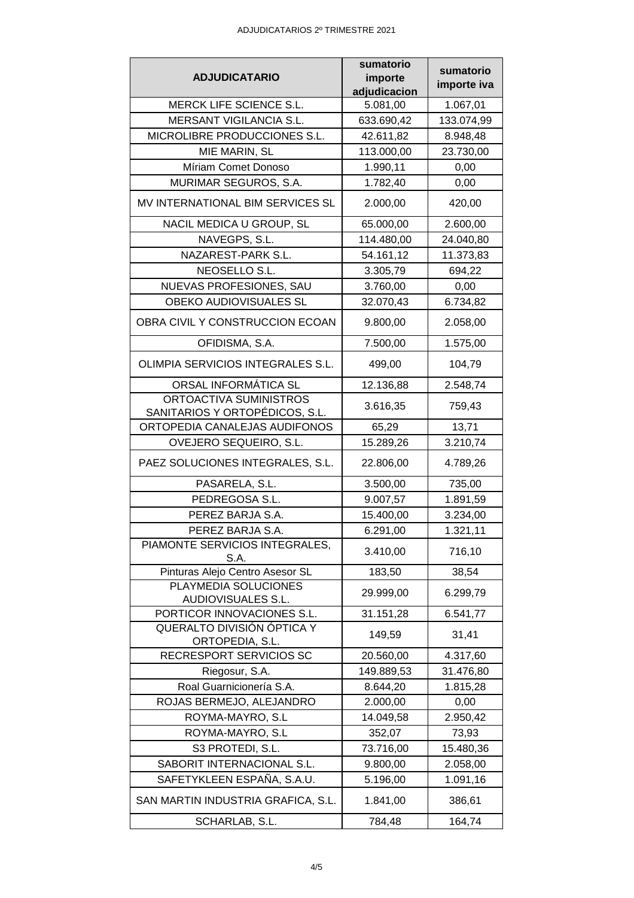| ADJUDICATARIO | sumatorio importe adjudicacion | sumatorio importe iva |
|---|---|---|
| MERCK LIFE SCIENCE S.L. | 5.081,00 | 1.067,01 |
| MERSANT VIGILANCIA S.L. | 633.690,42 | 133.074,99 |
| MICROLIBRE PRODUCCIONES S.L. | 42.611,82 | 8.948,48 |
| MIE MARIN, SL | 113.000,00 | 23.730,00 |
| Míriam Comet Donoso | 1.990,11 | 0,00 |
| MURIMAR SEGUROS, S.A. | 1.782,40 | 0,00 |
| MV INTERNATIONAL BIM SERVICES SL | 2.000,00 | 420,00 |
| NACIL MEDICA U GROUP, SL | 65.000,00 | 2.600,00 |
| NAVEGPS, S.L. | 114.480,00 | 24.040,80 |
| NAZAREST-PARK S.L. | 54.161,12 | 11.373,83 |
| NEOSELLO S.L. | 3.305,79 | 694,22 |
| NUEVAS PROFESIONES, SAU | 3.760,00 | 0,00 |
| OBEKO AUDIOVISUALES SL | 32.070,43 | 6.734,82 |
| OBRA CIVIL Y CONSTRUCCION ECOAN | 9.800,00 | 2.058,00 |
| OFIDISMA, S.A. | 7.500,00 | 1.575,00 |
| OLIMPIA SERVICIOS INTEGRALES S.L. | 499,00 | 104,79 |
| ORSAL INFORMÁTICA SL | 12.136,88 | 2.548,74 |
| ORTOACTIVA SUMINISTROS SANITARIOS Y ORTOPÉDICOS, S.L. | 3.616,35 | 759,43 |
| ORTOPEDIA CANALEJAS AUDIFONOS | 65,29 | 13,71 |
| OVEJERO SEQUEIRO, S.L. | 15.289,26 | 3.210,74 |
| PAEZ SOLUCIONES INTEGRALES, S.L. | 22.806,00 | 4.789,26 |
| PASARELA, S.L. | 3.500,00 | 735,00 |
| PEDREGOSA S.L. | 9.007,57 | 1.891,59 |
| PEREZ BARJA S.A. | 15.400,00 | 3.234,00 |
| PEREZ BARJA S.A. | 6.291,00 | 1.321,11 |
| PIAMONTE SERVICIOS INTEGRALES, S.A. | 3.410,00 | 716,10 |
| Pinturas Alejo Centro Asesor SL | 183,50 | 38,54 |
| PLAYMEDIA SOLUCIONES AUDIOVISUALES S.L. | 29.999,00 | 6.299,79 |
| PORTICOR INNOVACIONES S.L. | 31.151,28 | 6.541,77 |
| QUERALTO DIVISIÓN ÓPTICA Y ORTOPEDIA, S.L. | 149,59 | 31,41 |
| RECRESPORT SERVICIOS SC | 20.560,00 | 4.317,60 |
| Riegosur, S.A. | 149.889,53 | 31.476,80 |
| Roal Guarnicionería S.A. | 8.644,20 | 1.815,28 |
| ROJAS BERMEJO, ALEJANDRO | 2.000,00 | 0,00 |
| ROYMA-MAYRO, S.L | 14.049,58 | 2.950,42 |
| ROYMA-MAYRO, S.L | 352,07 | 73,93 |
| S3 PROTEDI, S.L. | 73.716,00 | 15.480,36 |
| SABORIT INTERNACIONAL S.L. | 9.800,00 | 2.058,00 |
| SAFETYKLEEN ESPAÑA, S.A.U. | 5.196,00 | 1.091,16 |
| SAN MARTIN INDUSTRIA GRAFICA, S.L. | 1.841,00 | 386,61 |
| SCHARLAB, S.L. | 784,48 | 164,74 |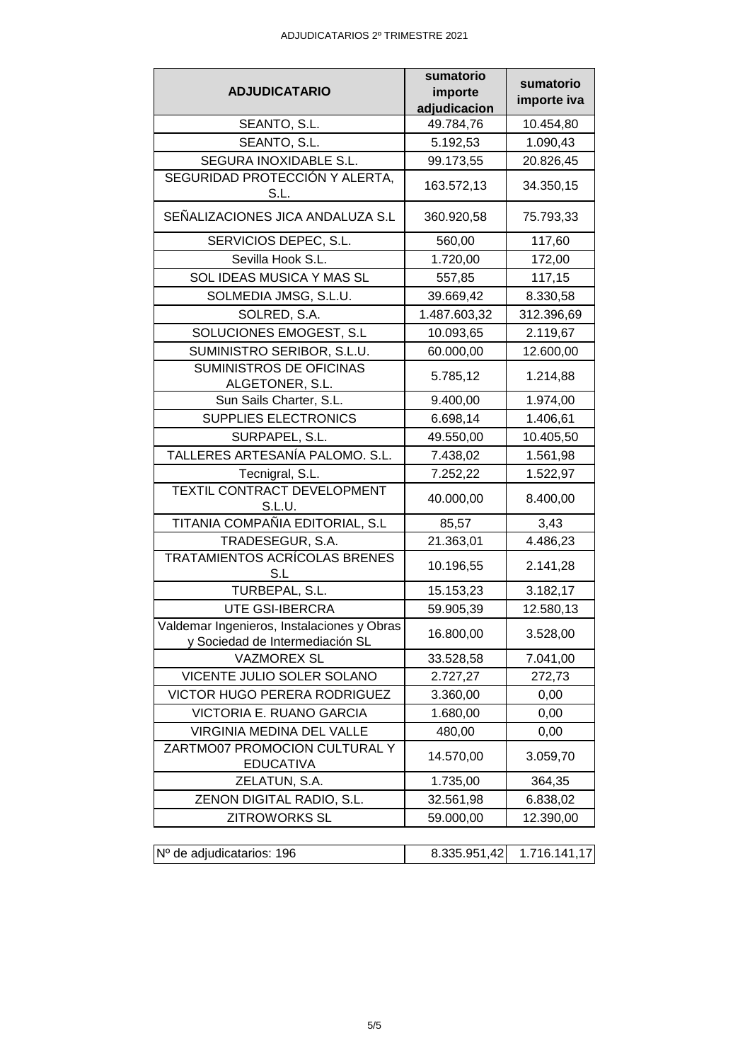ADJUDICATARIOS 2º TRIMESTRE 2021

| ADJUDICATARIO | sumatorio importe adjudicacion | sumatorio importe iva |
|---|---|---|
| SEANTO, S.L. | 49.784,76 | 10.454,80 |
| SEANTO, S.L. | 5.192,53 | 1.090,43 |
| SEGURA INOXIDABLE S.L. | 99.173,55 | 20.826,45 |
| SEGURIDAD PROTECCIÓN Y ALERTA, S.L. | 163.572,13 | 34.350,15 |
| SEÑALIZACIONES JICA ANDALUZA S.L | 360.920,58 | 75.793,33 |
| SERVICIOS DEPEC, S.L. | 560,00 | 117,60 |
| Sevilla Hook S.L. | 1.720,00 | 172,00 |
| SOL IDEAS MUSICA Y MAS SL | 557,85 | 117,15 |
| SOLMEDIA JMSG, S.L.U. | 39.669,42 | 8.330,58 |
| SOLRED, S.A. | 1.487.603,32 | 312.396,69 |
| SOLUCIONES EMOGEST, S.L | 10.093,65 | 2.119,67 |
| SUMINISTRO SERIBOR, S.L.U. | 60.000,00 | 12.600,00 |
| SUMINISTROS DE OFICINAS ALGETONER, S.L. | 5.785,12 | 1.214,88 |
| Sun Sails Charter, S.L. | 9.400,00 | 1.974,00 |
| SUPPLIES ELECTRONICS | 6.698,14 | 1.406,61 |
| SURPAPEL, S.L. | 49.550,00 | 10.405,50 |
| TALLERES ARTESANÍA PALOMO. S.L. | 7.438,02 | 1.561,98 |
| Tecnigral, S.L. | 7.252,22 | 1.522,97 |
| TEXTIL CONTRACT DEVELOPMENT S.L.U. | 40.000,00 | 8.400,00 |
| TITANIA COMPAÑIA EDITORIAL, S.L | 85,57 | 3,43 |
| TRADESEGUR, S.A. | 21.363,01 | 4.486,23 |
| TRATAMIENTOS ACRÍCOLAS BRENES S.L | 10.196,55 | 2.141,28 |
| TURBEPAL, S.L. | 15.153,23 | 3.182,17 |
| UTE GSI-IBERCRA | 59.905,39 | 12.580,13 |
| Valdemar Ingenieros, Instalaciones y Obras y Sociedad de Intermediación SL | 16.800,00 | 3.528,00 |
| VAZMOREX SL | 33.528,58 | 7.041,00 |
| VICENTE JULIO SOLER SOLANO | 2.727,27 | 272,73 |
| VICTOR HUGO PERERA RODRIGUEZ | 3.360,00 | 0,00 |
| VICTORIA E. RUANO GARCIA | 1.680,00 | 0,00 |
| VIRGINIA MEDINA DEL VALLE | 480,00 | 0,00 |
| ZARTMO07 PROMOCION CULTURAL Y EDUCATIVA | 14.570,00 | 3.059,70 |
| ZELATUN, S.A. | 1.735,00 | 364,35 |
| ZENON DIGITAL RADIO, S.L. | 32.561,98 | 6.838,02 |
| ZITROWORKS SL | 59.000,00 | 12.390,00 |

| | | |
|---|---|---|
| Nº de adjudicatarios: 196 | 8.335.951,42 | 1.716.141,17 |